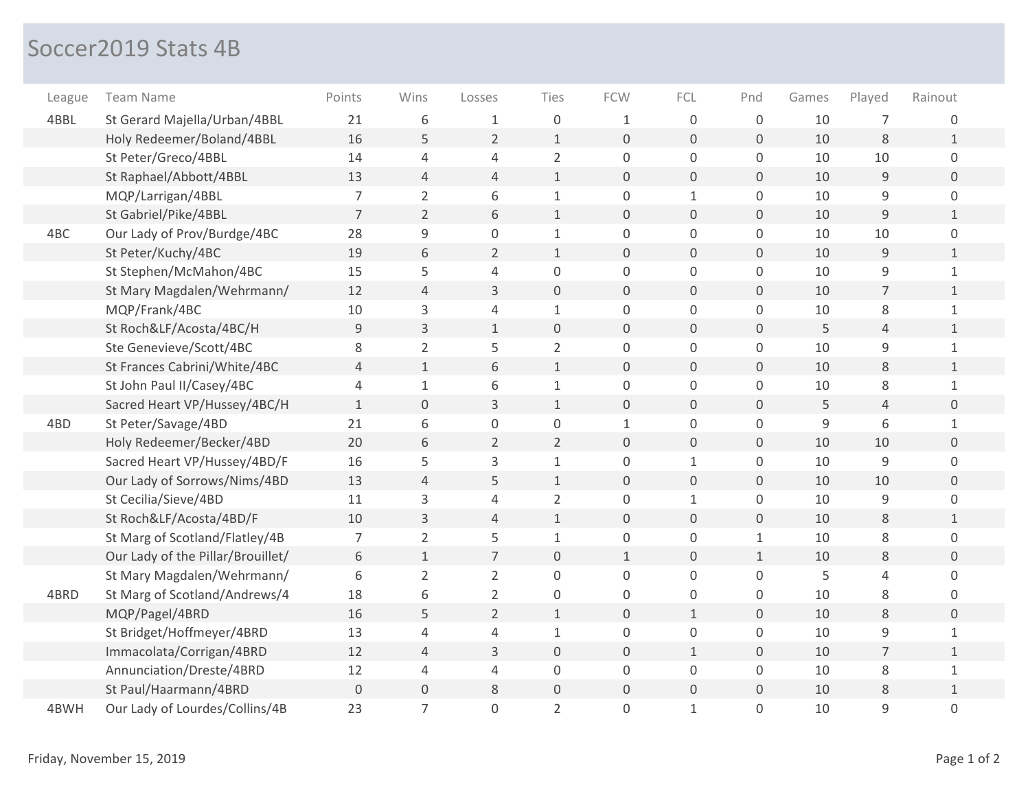# Soccer2019 Stats 4B

| League | Team Name | Points | Wins | Losses | Ties | FCW | FCL | Pnd | Games | Played | Rainout |
|---|---|---|---|---|---|---|---|---|---|---|---|
| 4BBL | St Gerard Majella/Urban/4BBL | 21 | 6 | 1 | 0 | 1 | 0 | 0 | 10 | 7 | 0 |
| | Holy Redeemer/Boland/4BBL | 16 | 5 | 2 | 1 | 0 | 0 | 0 | 10 | 8 | 1 |
| | St Peter/Greco/4BBL | 14 | 4 | 4 | 2 | 0 | 0 | 0 | 10 | 10 | 0 |
| | St Raphael/Abbott/4BBL | 13 | 4 | 4 | 1 | 0 | 0 | 0 | 10 | 9 | 0 |
| | MQP/Larrigan/4BBL | 7 | 2 | 6 | 1 | 0 | 1 | 0 | 10 | 9 | 0 |
| | St Gabriel/Pike/4BBL | 7 | 2 | 6 | 1 | 0 | 0 | 0 | 10 | 9 | 1 |
| 4BC | Our Lady of Prov/Burdge/4BC | 28 | 9 | 0 | 1 | 0 | 0 | 0 | 10 | 10 | 0 |
| | St Peter/Kuchy/4BC | 19 | 6 | 2 | 1 | 0 | 0 | 0 | 10 | 9 | 1 |
| | St Stephen/McMahon/4BC | 15 | 5 | 4 | 0 | 0 | 0 | 0 | 10 | 9 | 1 |
| | St Mary Magdalen/Wehrmann/ | 12 | 4 | 3 | 0 | 0 | 0 | 0 | 10 | 7 | 1 |
| | MQP/Frank/4BC | 10 | 3 | 4 | 1 | 0 | 0 | 0 | 10 | 8 | 1 |
| | St Roch&LF/Acosta/4BC/H | 9 | 3 | 1 | 0 | 0 | 0 | 0 | 5 | 4 | 1 |
| | Ste Genevieve/Scott/4BC | 8 | 2 | 5 | 2 | 0 | 0 | 0 | 10 | 9 | 1 |
| | St Frances Cabrini/White/4BC | 4 | 1 | 6 | 1 | 0 | 0 | 0 | 10 | 8 | 1 |
| | St John Paul II/Casey/4BC | 4 | 1 | 6 | 1 | 0 | 0 | 0 | 10 | 8 | 1 |
| | Sacred Heart VP/Hussey/4BC/H | 1 | 0 | 3 | 1 | 0 | 0 | 0 | 5 | 4 | 0 |
| 4BD | St Peter/Savage/4BD | 21 | 6 | 0 | 0 | 1 | 0 | 0 | 9 | 6 | 1 |
| | Holy Redeemer/Becker/4BD | 20 | 6 | 2 | 2 | 0 | 0 | 0 | 10 | 10 | 0 |
| | Sacred Heart VP/Hussey/4BD/F | 16 | 5 | 3 | 1 | 0 | 1 | 0 | 10 | 9 | 0 |
| | Our Lady of Sorrows/Nims/4BD | 13 | 4 | 5 | 1 | 0 | 0 | 0 | 10 | 10 | 0 |
| | St Cecilia/Sieve/4BD | 11 | 3 | 4 | 2 | 0 | 1 | 0 | 10 | 9 | 0 |
| | St Roch&LF/Acosta/4BD/F | 10 | 3 | 4 | 1 | 0 | 0 | 0 | 10 | 8 | 1 |
| | St Marg of Scotland/Flatley/4B | 7 | 2 | 5 | 1 | 0 | 0 | 1 | 10 | 8 | 0 |
| | Our Lady of the Pillar/Brouillet/ | 6 | 1 | 7 | 0 | 1 | 0 | 1 | 10 | 8 | 0 |
| | St Mary Magdalen/Wehrmann/ | 6 | 2 | 2 | 0 | 0 | 0 | 0 | 5 | 4 | 0 |
| 4BRD | St Marg of Scotland/Andrews/4 | 18 | 6 | 2 | 0 | 0 | 0 | 0 | 10 | 8 | 0 |
| | MQP/Pagel/4BRD | 16 | 5 | 2 | 1 | 0 | 1 | 0 | 10 | 8 | 0 |
| | St Bridget/Hoffmeyer/4BRD | 13 | 4 | 4 | 1 | 0 | 0 | 0 | 10 | 9 | 1 |
| | Immacolata/Corrigan/4BRD | 12 | 4 | 3 | 0 | 0 | 1 | 0 | 10 | 7 | 1 |
| | Annunciation/Dreste/4BRD | 12 | 4 | 4 | 0 | 0 | 0 | 0 | 10 | 8 | 1 |
| | St Paul/Haarmann/4BRD | 0 | 0 | 8 | 0 | 0 | 0 | 0 | 10 | 8 | 1 |
| 4BWH | Our Lady of Lourdes/Collins/4B | 23 | 7 | 0 | 2 | 0 | 1 | 0 | 10 | 9 | 0 |

Friday, November 15, 2019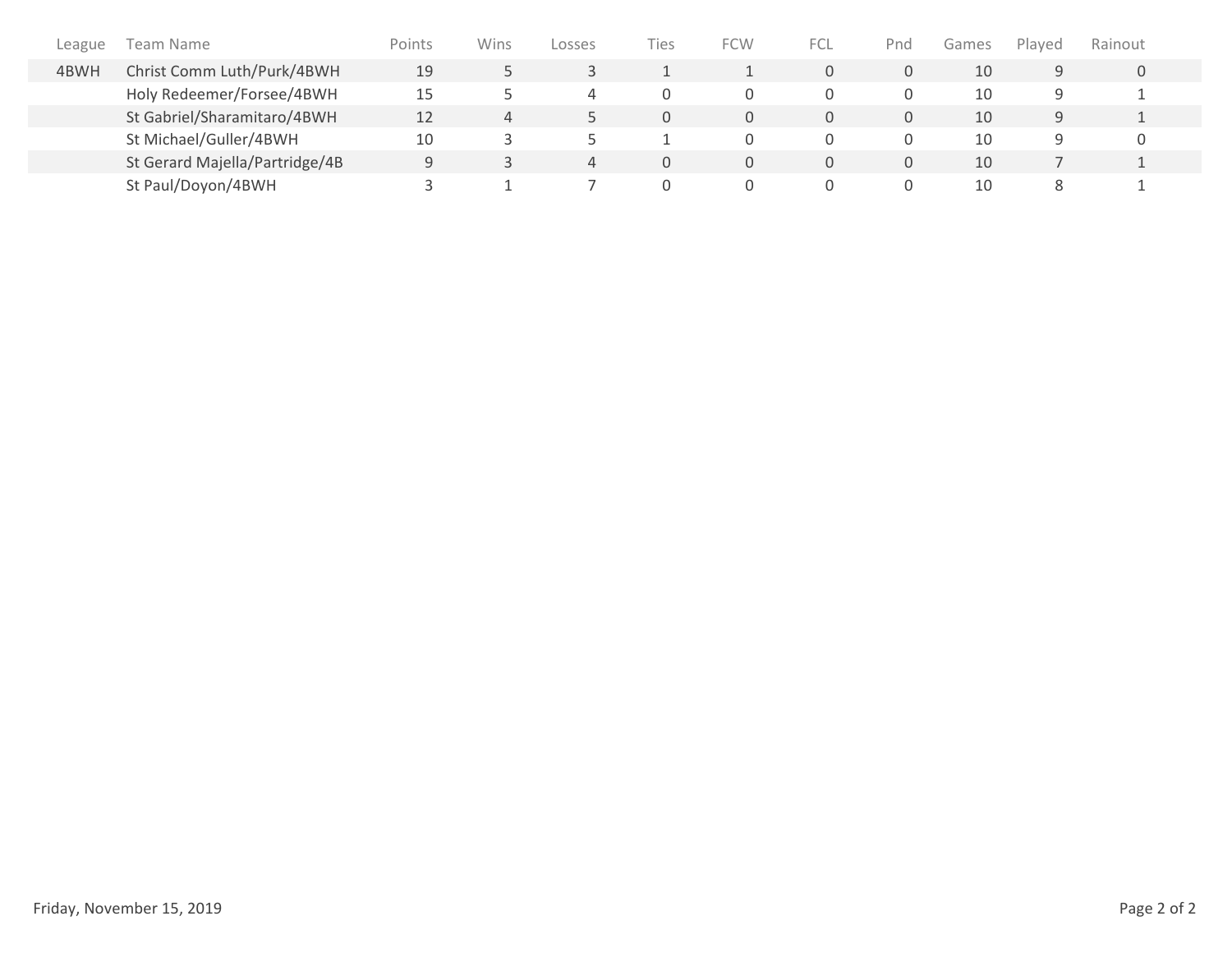| League | Team Name | Points | Wins | Losses | Ties | FCW | FCL | Pnd | Games | Played | Rainout |
|---|---|---|---|---|---|---|---|---|---|---|---|
| 4BWH | Christ Comm Luth/Purk/4BWH | 19 | 5 | 3 | 1 | 1 | 0 | 0 | 10 | 9 | 0 |
| | Holy Redeemer/Forsee/4BWH | 15 | 5 | 4 | 0 | 0 | 0 | 0 | 10 | 9 | 1 |
| | St Gabriel/Sharamitaro/4BWH | 12 | 4 | 5 | 0 | 0 | 0 | 0 | 10 | 9 | 1 |
| | St Michael/Guller/4BWH | 10 | 3 | 5 | 1 | 0 | 0 | 0 | 10 | 9 | 0 |
| | St Gerard Majella/Partridge/4B | 9 | 3 | 4 | 0 | 0 | 0 | 0 | 10 | 7 | 1 |
| | St Paul/Doyon/4BWH | 3 | 1 | 7 | 0 | 0 | 0 | 0 | 10 | 8 | 1 |

Friday, November 15, 2019